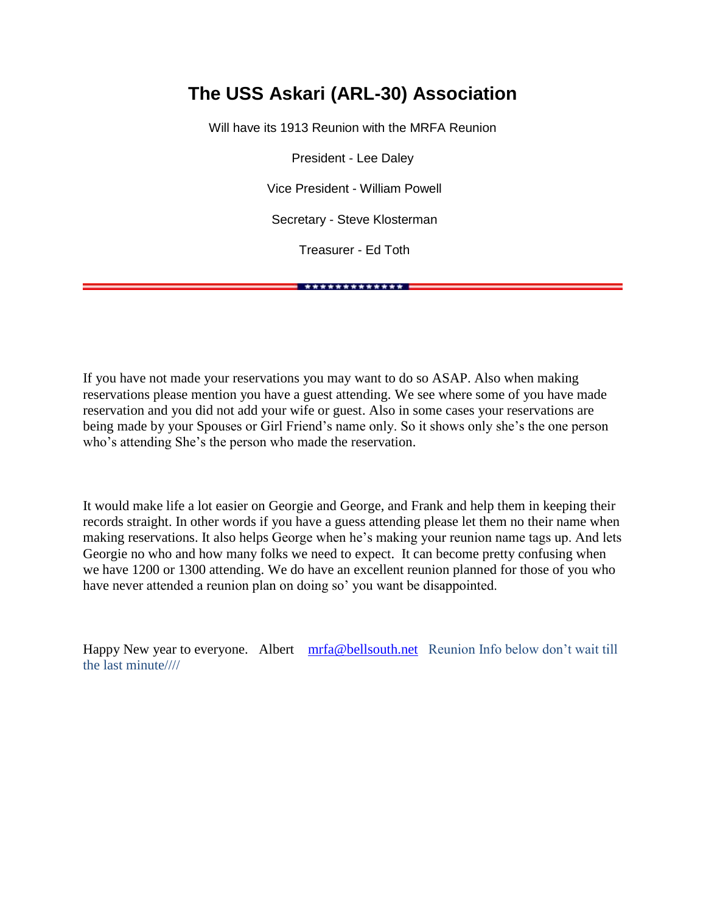# The USS Askari (ARL-30) Association

Will have its 1913 Reunion with the MRFA Reunion

President - Lee Daley

Vice President - William Powell

Secretary - Steve Klosterman

Treasurer - Ed Toth

---

If you have not made your reservations you may want to do so ASAP. Also when making reservations please mention you have a guest attending. We see where some of you have made reservation and you did not add your wife or guest. Also in some cases your reservations are being made by your Spouses or Girl Friend's name only. So it shows only she's the one person who's attending She's the person who made the reservation.

It would make life a lot easier on Georgie and George, and Frank and help them in keeping their records straight. In other words if you have a guess attending please let them no their name when making reservations. It also helps George when he's making your reunion name tags up. And lets Georgie no who and how many folks we need to expect. It can become pretty confusing when we have 1200 or 1300 attending. We do have an excellent reunion planned for those of you who have never attended a reunion plan on doing so' you want be disappointed.

Happy New year to everyone. Albert mrfa@bellsouth.net Reunion Info below don't wait till the last minute////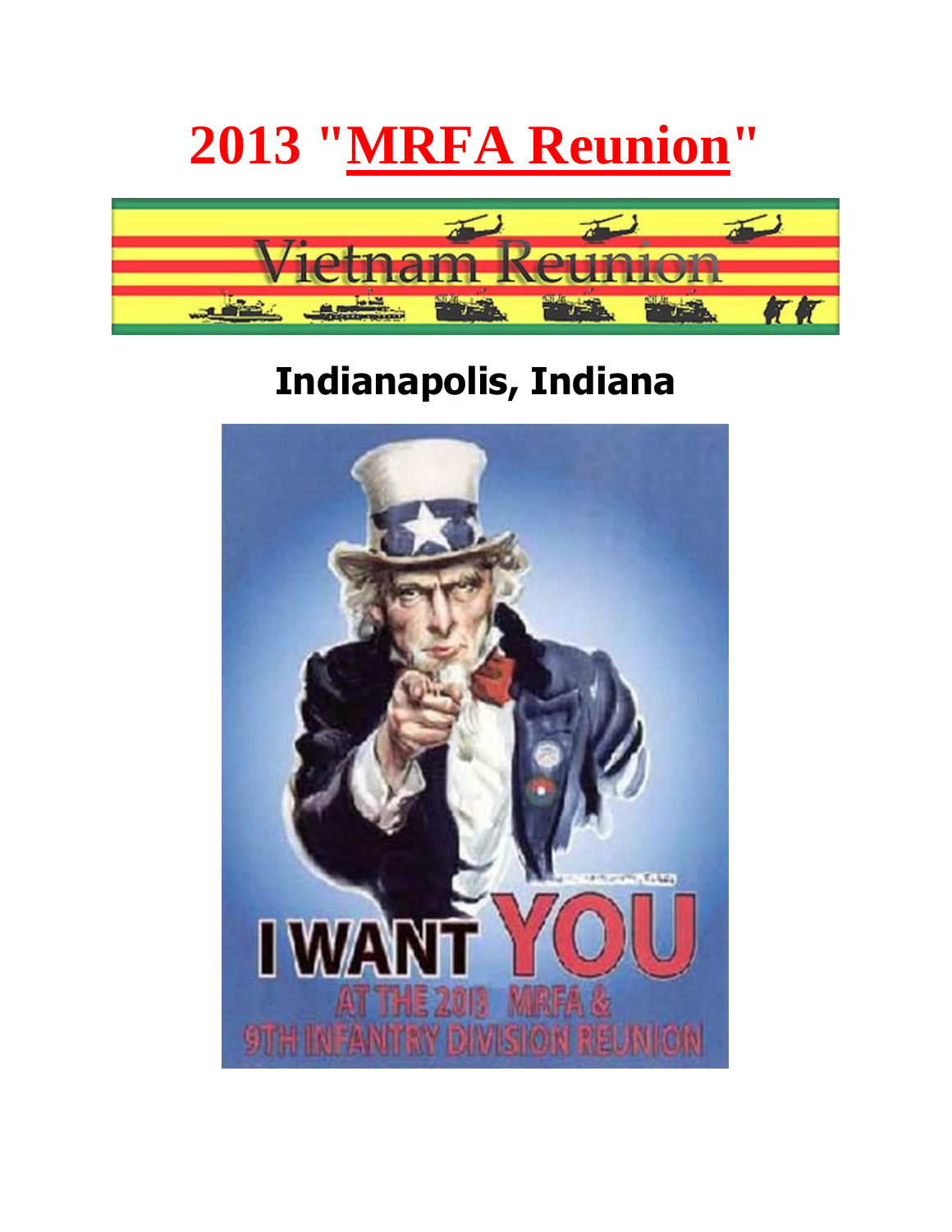# 2013 "MRFA Reunion"

## Indianapolis, Indiana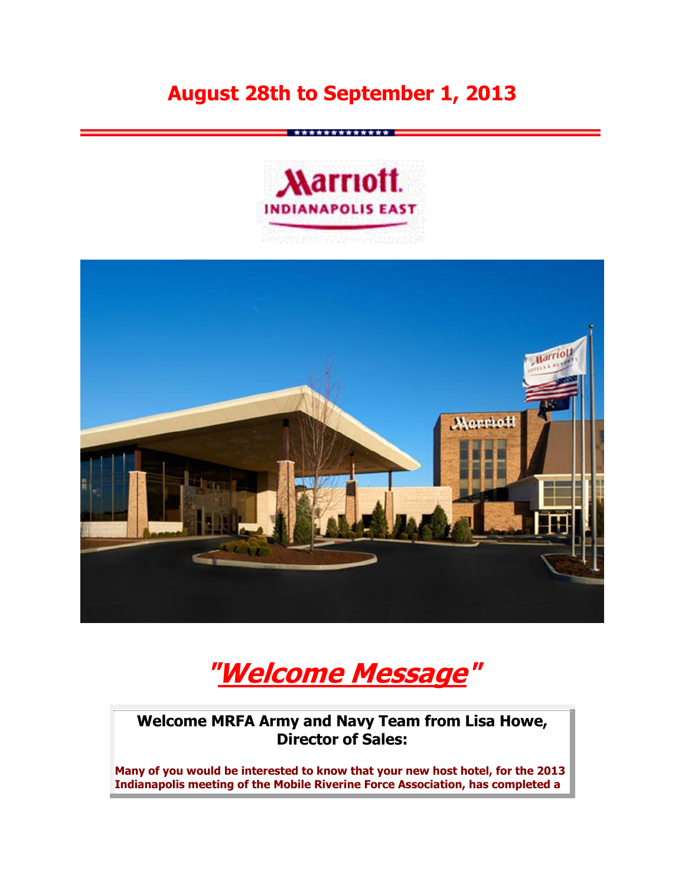# August 28th to September 1, 2013

# "Welcome Message"

**Welcome MRFA Army and Navy Team from Lisa Howe, Director of Sales:**

**Many of you would be interested to know that your new host hotel, for the 2013 Indianapolis meeting of the Mobile Riverine Force Association, has completed a**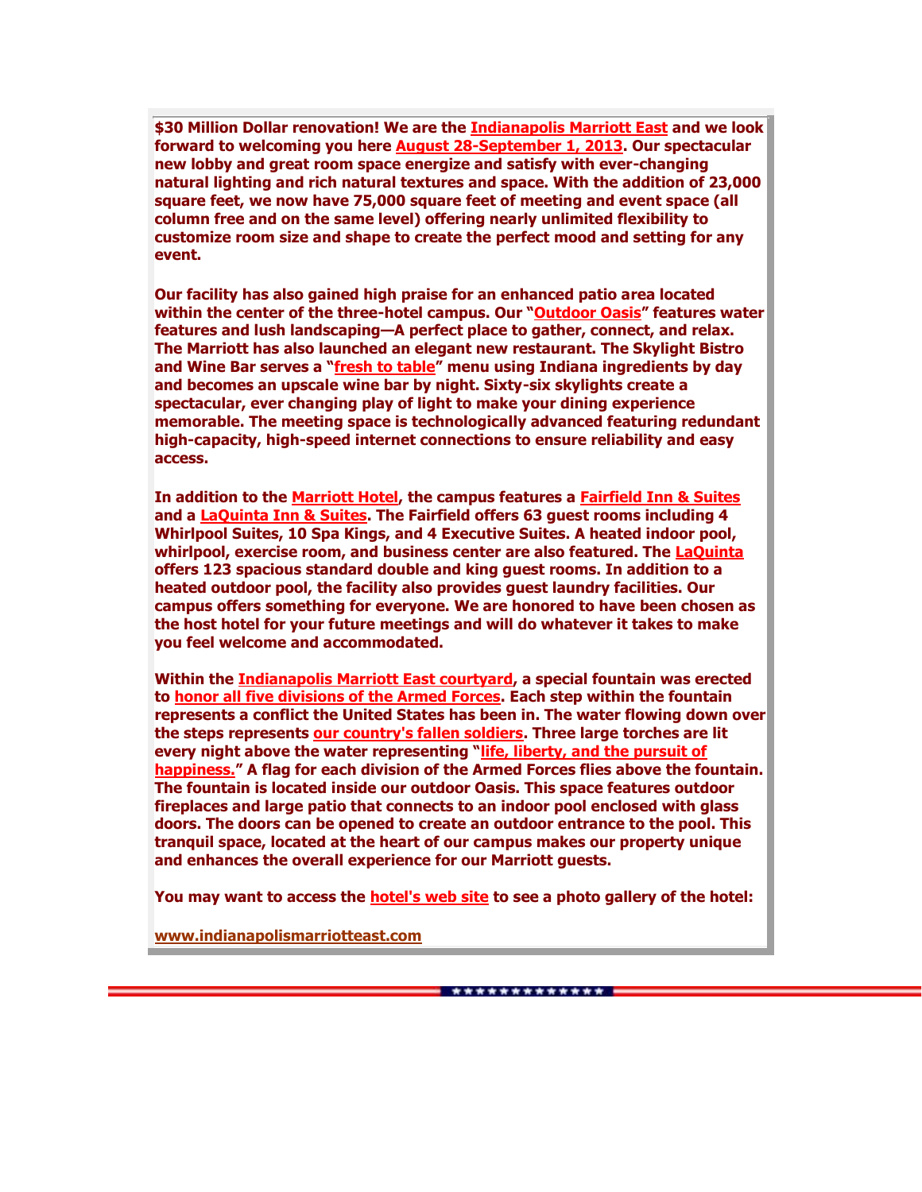**$30 Million Dollar renovation! We are the Indianapolis Marriott East and we look forward to welcoming you here August 28-September 1, 2013. Our spectacular new lobby and great room space energize and satisfy with ever-changing natural lighting and rich natural textures and space. With the addition of 23,000 square feet, we now have 75,000 square feet of meeting and event space (all column free and on the same level) offering nearly unlimited flexibility to customize room size and shape to create the perfect mood and setting for any event.**

**Our facility has also gained high praise for an enhanced patio area located within the center of the three-hotel campus. Our "Outdoor Oasis" features water features and lush landscaping—A perfect place to gather, connect, and relax. The Marriott has also launched an elegant new restaurant. The Skylight Bistro and Wine Bar serves a "fresh to table" menu using Indiana ingredients by day and becomes an upscale wine bar by night. Sixty-six skylights create a spectacular, ever changing play of light to make your dining experience memorable. The meeting space is technologically advanced featuring redundant high-capacity, high-speed internet connections to ensure reliability and easy access.**

**In addition to the Marriott Hotel, the campus features a Fairfield Inn & Suites and a LaQuinta Inn & Suites. The Fairfield offers 63 guest rooms including 4 Whirlpool Suites, 10 Spa Kings, and 4 Executive Suites. A heated indoor pool, whirlpool, exercise room, and business center are also featured. The LaQuinta offers 123 spacious standard double and king guest rooms. In addition to a heated outdoor pool, the facility also provides guest laundry facilities. Our campus offers something for everyone. We are honored to have been chosen as the host hotel for your future meetings and will do whatever it takes to make you feel welcome and accommodated.**

**Within the Indianapolis Marriott East courtyard, a special fountain was erected to honor all five divisions of the Armed Forces. Each step within the fountain represents a conflict the United States has been in. The water flowing down over the steps represents our country's fallen soldiers. Three large torches are lit every night above the water representing "life, liberty, and the pursuit of happiness." A flag for each division of the Armed Forces flies above the fountain. The fountain is located inside our outdoor Oasis. This space features outdoor fireplaces and large patio that connects to an indoor pool enclosed with glass doors. The doors can be opened to create an outdoor entrance to the pool. This tranquil space, located at the heart of our campus makes our property unique and enhances the overall experience for our Marriott guests.**

**You may want to access the hotel's web site to see a photo gallery of the hotel:**

**www.indianapolismarriotteast.com**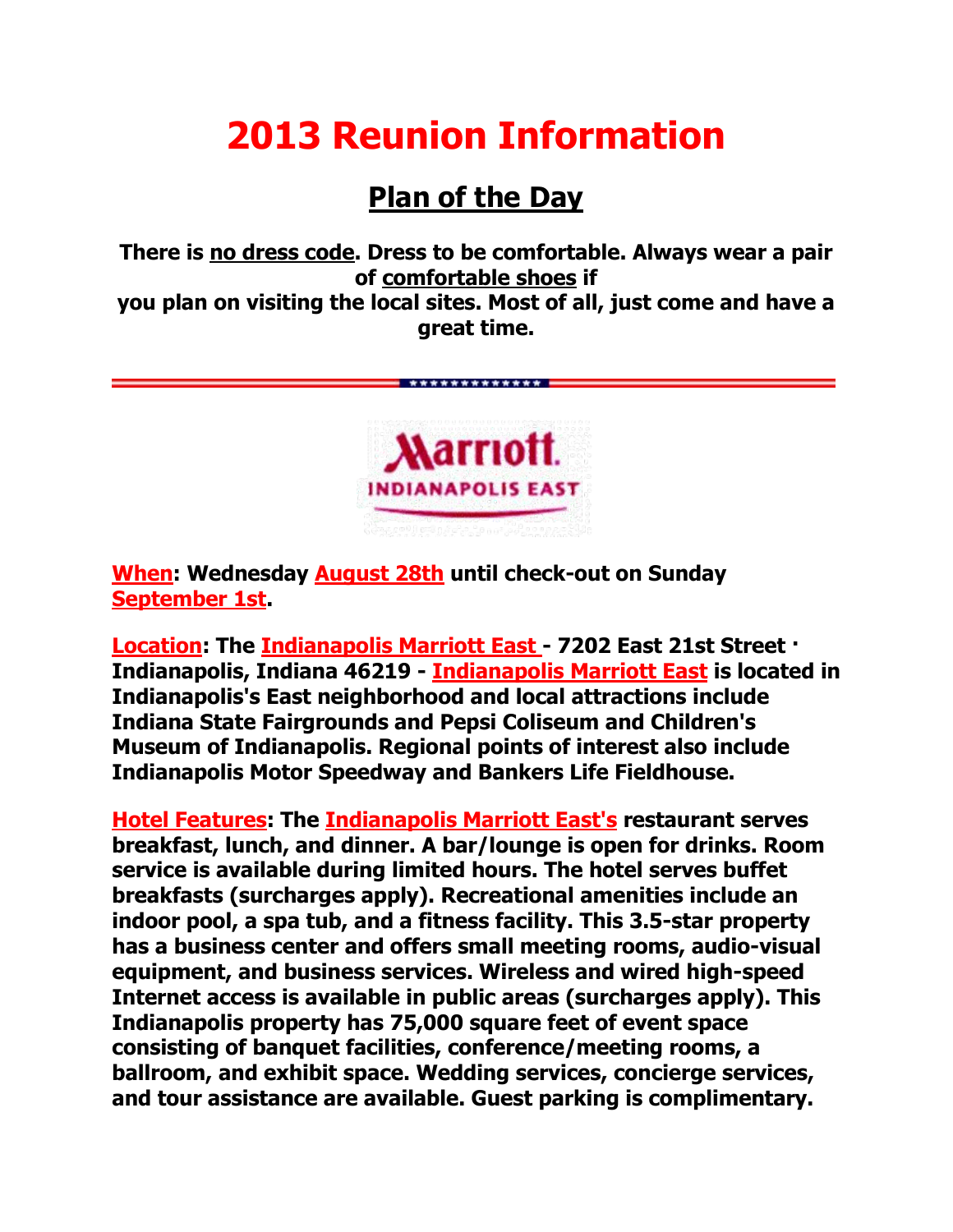# 2013 Reunion Information

## Plan of the Day

**There is no dress code. Dress to be comfortable. Always wear a pair of comfortable shoes if you plan on visiting the local sites. Most of all, just come and have a great time.**

**When: Wednesday August 28th until check-out on Sunday September 1st.**

**Location: The Indianapolis Marriott East - 7202 East 21st Street · Indianapolis, Indiana 46219 - Indianapolis Marriott East is located in Indianapolis's East neighborhood and local attractions include Indiana State Fairgrounds and Pepsi Coliseum and Children's Museum of Indianapolis. Regional points of interest also include Indianapolis Motor Speedway and Bankers Life Fieldhouse.**

**Hotel Features: The Indianapolis Marriott East's restaurant serves breakfast, lunch, and dinner. A bar/lounge is open for drinks. Room service is available during limited hours. The hotel serves buffet breakfasts (surcharges apply). Recreational amenities include an indoor pool, a spa tub, and a fitness facility. This 3.5-star property has a business center and offers small meeting rooms, audio-visual equipment, and business services. Wireless and wired high-speed Internet access is available in public areas (surcharges apply). This Indianapolis property has 75,000 square feet of event space consisting of banquet facilities, conference/meeting rooms, a ballroom, and exhibit space. Wedding services, concierge services, and tour assistance are available. Guest parking is complimentary.**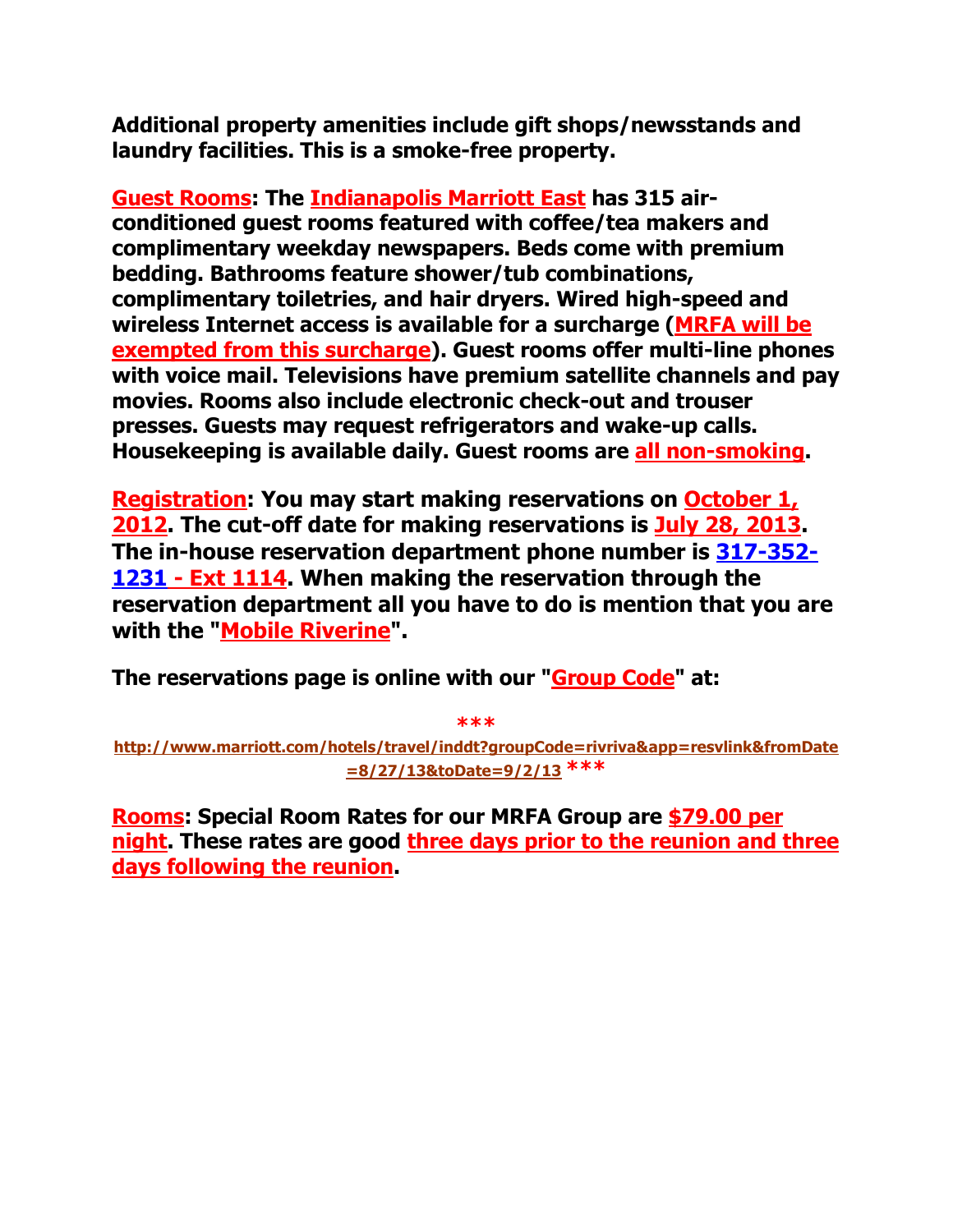**Additional property amenities include gift shops/newsstands and laundry facilities. This is a smoke-free property.**

**Guest Rooms: The Indianapolis Marriott East has 315 air-conditioned guest rooms featured with coffee/tea makers and complimentary weekday newspapers. Beds come with premium bedding. Bathrooms feature shower/tub combinations, complimentary toiletries, and hair dryers. Wired high-speed and wireless Internet access is available for a surcharge (MRFA will be exempted from this surcharge). Guest rooms offer multi-line phones with voice mail. Televisions have premium satellite channels and pay movies. Rooms also include electronic check-out and trouser presses. Guests may request refrigerators and wake-up calls. Housekeeping is available daily. Guest rooms are all non-smoking.**

**Registration: You may start making reservations on October 1, 2012. The cut-off date for making reservations is July 28, 2013. The in-house reservation department phone number is 317-352-1231 - Ext 1114. When making the reservation through the reservation department all you have to do is mention that you are with the "Mobile Riverine".**

**The reservations page is online with our "Group Code" at:**

*** http://www.marriott.com/hotels/travel/inddt?groupCode=rivriva&app=resvlink&fromDate=8/27/13&toDate=9/2/13 ***

**Rooms: Special Room Rates for our MRFA Group are $79.00 per night. These rates are good three days prior to the reunion and three days following the reunion.**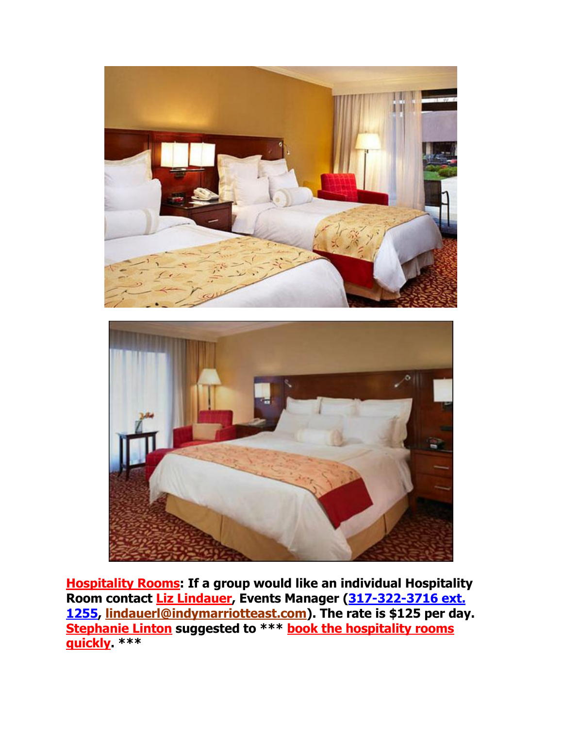**Hospitality Rooms: If a group would like an individual Hospitality Room contact Liz Lindauer, Events Manager (317-322-3716 ext. 1255, lindauerl@indymarriotteast.com). The rate is $125 per day. Stephanie Linton suggested to *** book the hospitality rooms quickly. *****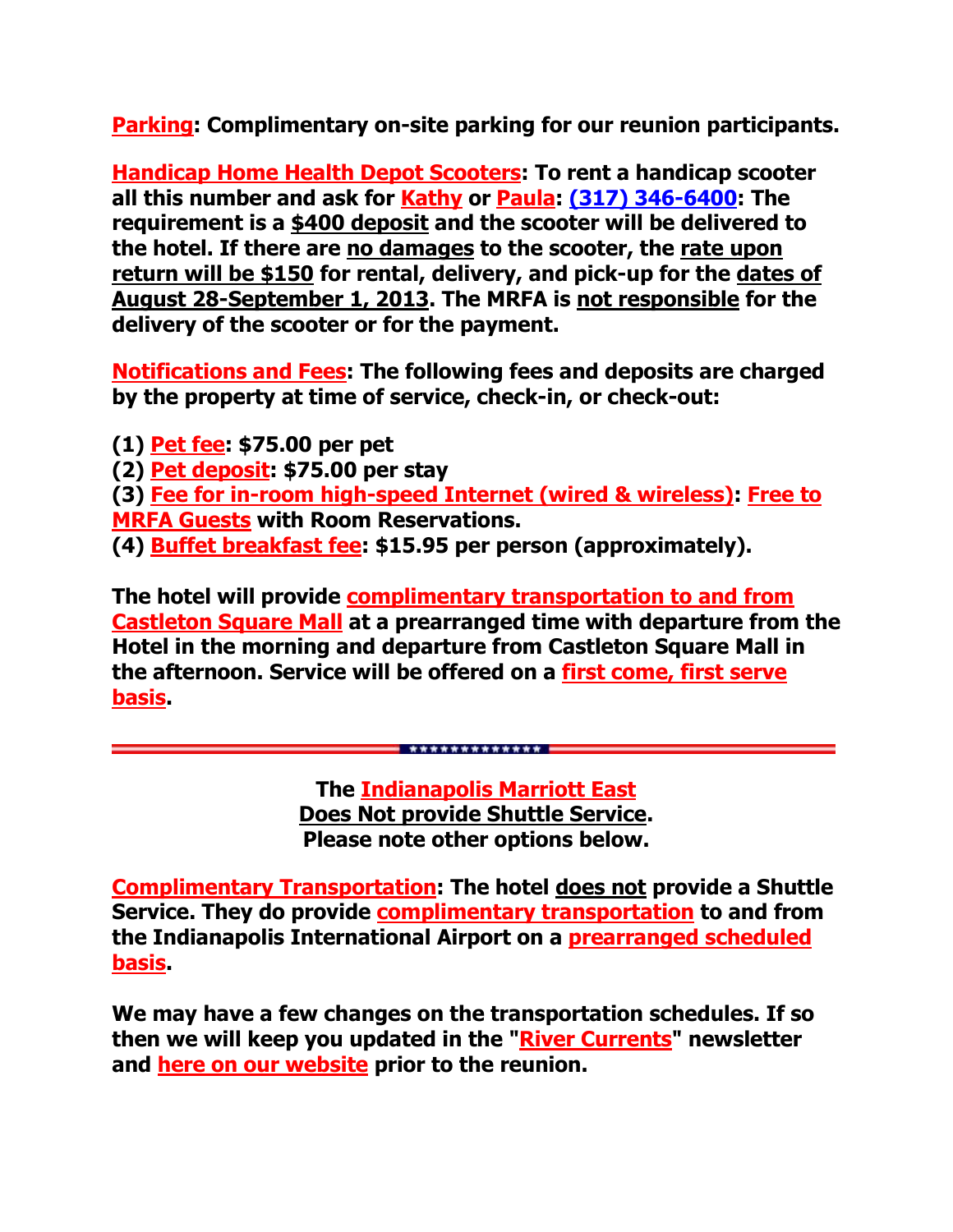**Parking: Complimentary on-site parking for our reunion participants.**

**Handicap Home Health Depot Scooters: To rent a handicap scooter all this number and ask for Kathy or Paula: (317) 346-6400: The requirement is a $400 deposit and the scooter will be delivered to the hotel. If there are no damages to the scooter, the rate upon return will be $150 for rental, delivery, and pick-up for the dates of August 28-September 1, 2013. The MRFA is not responsible for the delivery of the scooter or for the payment.**

**Notifications and Fees: The following fees and deposits are charged by the property at time of service, check-in, or check-out:**

**(1) Pet fee: $75.00 per pet**
**(2) Pet deposit: $75.00 per stay**
**(3) Fee for in-room high-speed Internet (wired & wireless): Free to MRFA Guests with Room Reservations.**
**(4) Buffet breakfast fee: $15.95 per person (approximately).**

**The hotel will provide complimentary transportation to and from Castleton Square Mall at a prearranged time with departure from the Hotel in the morning and departure from Castleton Square Mall in the afternoon. Service will be offered on a first come, first serve basis.**

---

**The Indianapolis Marriott East**
**Does Not provide Shuttle Service.**
**Please note other options below.**

**Complimentary Transportation: The hotel does not provide a Shuttle Service. They do provide complimentary transportation to and from the Indianapolis International Airport on a prearranged scheduled basis.**

**We may have a few changes on the transportation schedules. If so then we will keep you updated in the "River Currents" newsletter and here on our website prior to the reunion.**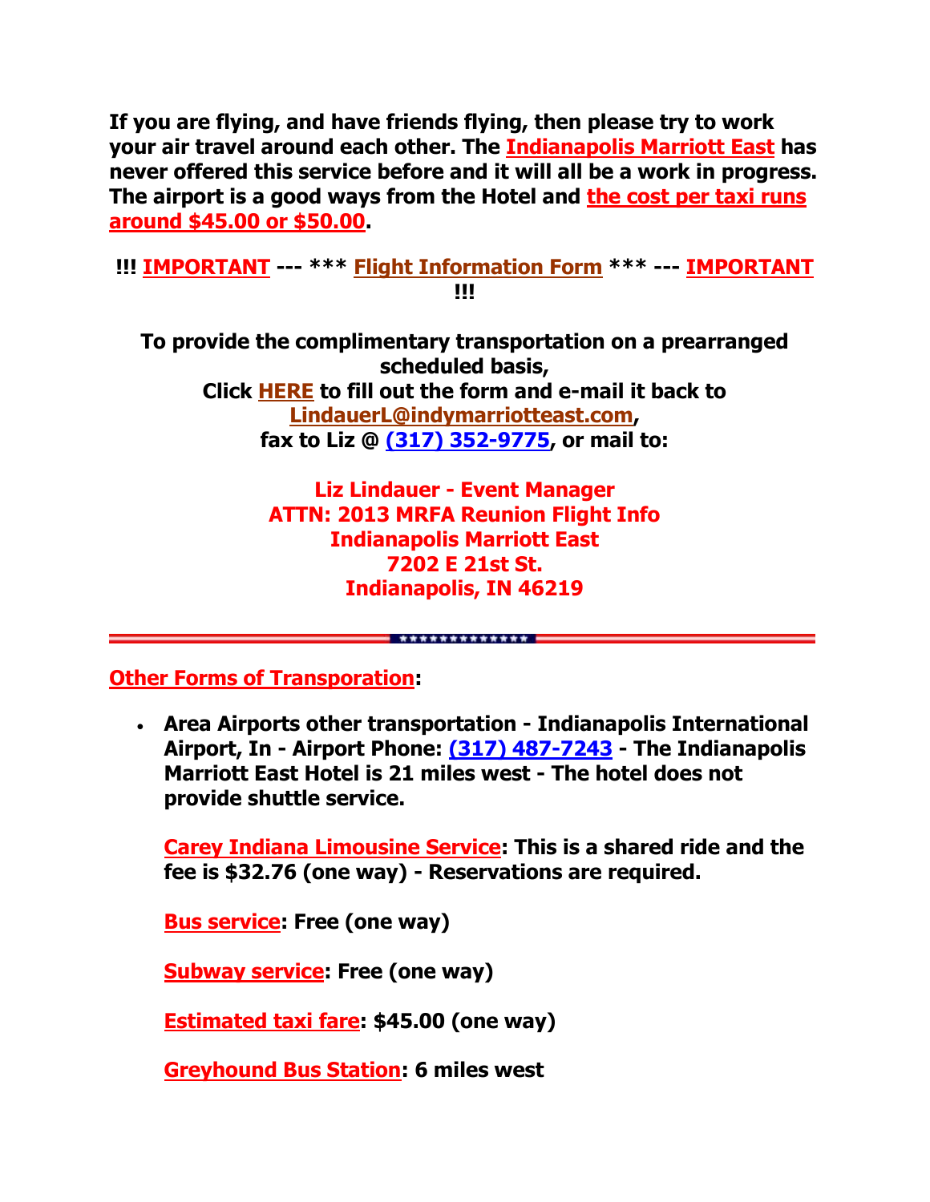**If you are flying, and have friends flying, then please try to work your air travel around each other. The Indianapolis Marriott East has never offered this service before and it will all be a work in progress. The airport is a good ways from the Hotel and the cost per taxi runs around $45.00 or $50.00.**

**!!! IMPORTANT --- *** Flight Information Form *** --- IMPORTANT !!!**

**To provide the complimentary transportation on a prearranged scheduled basis,**
**Click HERE to fill out the form and e-mail it back to LindauerL@indymarriotteast.com,**
**fax to Liz @ (317) 352-9775, or mail to:**

**Liz Lindauer - Event Manager**
**ATTN: 2013 MRFA Reunion Flight Info**
**Indianapolis Marriott East**
**7202 E 21st St.**
**Indianapolis, IN 46219**

---

**Other Forms of Transporation:**

- **Area Airports other transportation - Indianapolis International Airport, In - Airport Phone: (317) 487-7243 - The Indianapolis Marriott East Hotel is 21 miles west - The hotel does not provide shuttle service.**

  **Carey Indiana Limousine Service: This is a shared ride and the fee is $32.76 (one way) - Reservations are required.**

  **Bus service: Free (one way)**

  **Subway service: Free (one way)**

  **Estimated taxi fare: $45.00 (one way)**

  **Greyhound Bus Station: 6 miles west**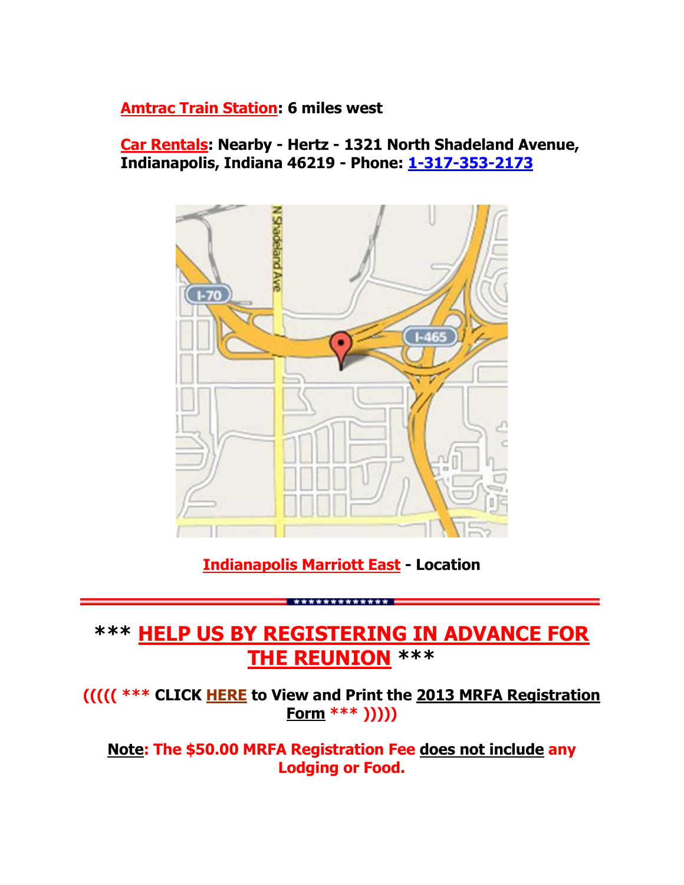**Amtrac Train Station: 6 miles west**

**Car Rentals: Nearby - Hertz - 1321 North Shadeland Avenue, Indianapolis, Indiana 46219 - Phone: 1-317-353-2173**

**Indianapolis Marriott East - Location**

---

## *** HELP US BY REGISTERING IN ADVANCE FOR THE REUNION ***

**((((( *** CLICK HERE to View and Print the 2013 MRFA Registration Form *** )))))**

**Note: The $50.00 MRFA Registration Fee does not include any Lodging or Food.**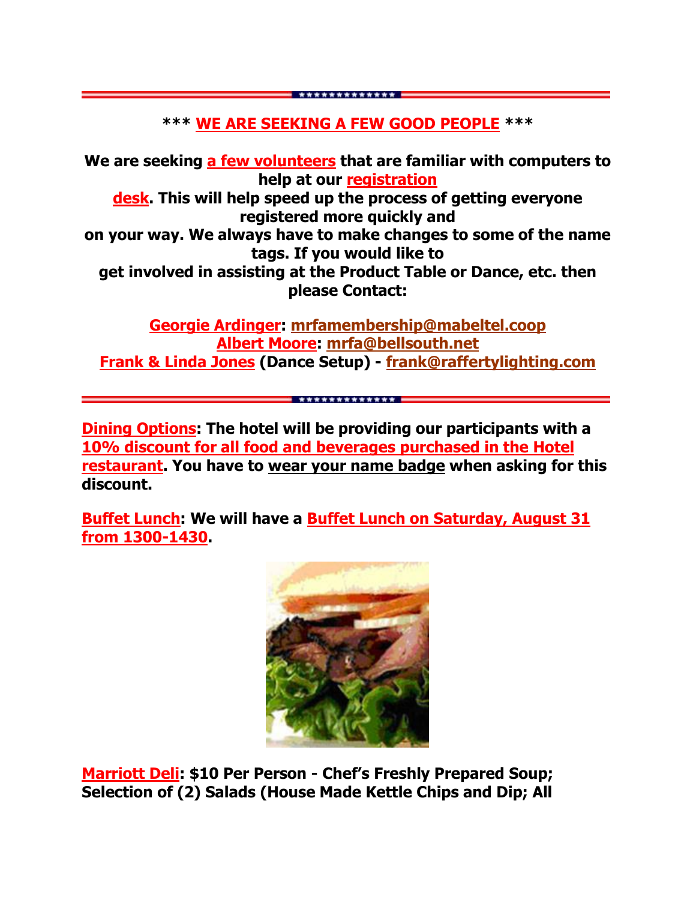**\*\*\* WE ARE SEEKING A FEW GOOD PEOPLE \*\*\***

**We are seeking a few volunteers that are familiar with computers to help at our registration desk. This will help speed up the process of getting everyone registered more quickly and on your way. We always have to make changes to some of the name tags. If you would like to get involved in assisting at the Product Table or Dance, etc. then please Contact:**

**Georgie Ardinger: mrfamembership@mabeltel.coop**
**Albert Moore: mrfa@bellsouth.net**
**Frank & Linda Jones (Dance Setup) - frank@raffertylighting.com**

---

**Dining Options: The hotel will be providing our participants with a 10% discount for all food and beverages purchased in the Hotel restaurant. You have to wear your name badge when asking for this discount.**

**Buffet Lunch: We will have a Buffet Lunch on Saturday, August 31 from 1300-1430.**

**Marriott Deli: $10 Per Person - Chef's Freshly Prepared Soup; Selection of (2) Salads (House Made Kettle Chips and Dip; All**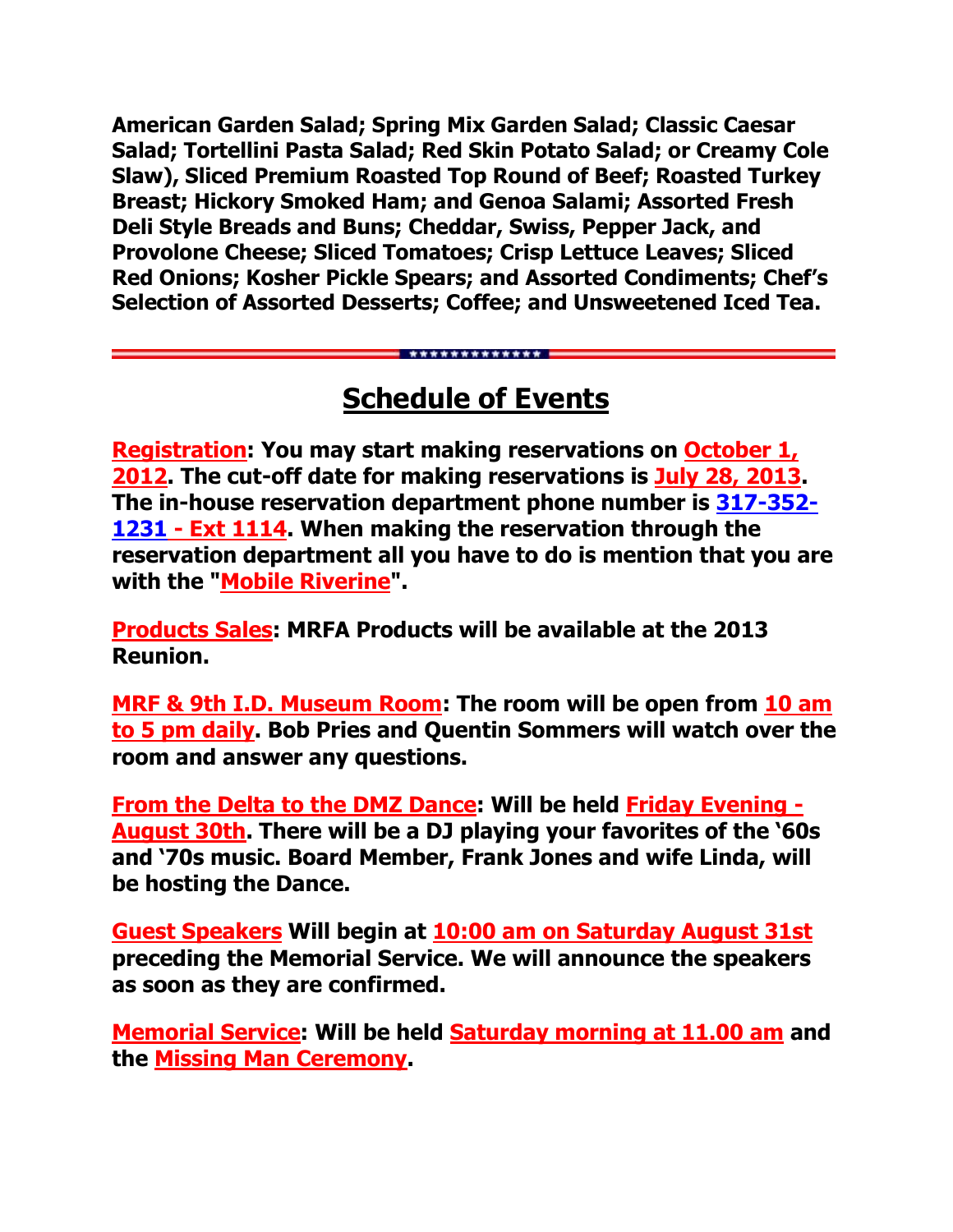**American Garden Salad; Spring Mix Garden Salad; Classic Caesar Salad; Tortellini Pasta Salad; Red Skin Potato Salad; or Creamy Cole Slaw), Sliced Premium Roasted Top Round of Beef; Roasted Turkey Breast; Hickory Smoked Ham; and Genoa Salami; Assorted Fresh Deli Style Breads and Buns; Cheddar, Swiss, Pepper Jack, and Provolone Cheese; Sliced Tomatoes; Crisp Lettuce Leaves; Sliced Red Onions; Kosher Pickle Spears; and Assorted Condiments; Chef's Selection of Assorted Desserts; Coffee; and Unsweetened Iced Tea.**

---

## Schedule of Events

**Registration: You may start making reservations on October 1, 2012. The cut-off date for making reservations is July 28, 2013. The in-house reservation department phone number is 317-352-1231 - Ext 1114. When making the reservation through the reservation department all you have to do is mention that you are with the "Mobile Riverine".**

**Products Sales: MRFA Products will be available at the 2013 Reunion.**

**MRF & 9th I.D. Museum Room: The room will be open from 10 am to 5 pm daily. Bob Pries and Quentin Sommers will watch over the room and answer any questions.**

**From the Delta to the DMZ Dance: Will be held Friday Evening - August 30th. There will be a DJ playing your favorites of the '60s and '70s music. Board Member, Frank Jones and wife Linda, will be hosting the Dance.**

**Guest Speakers Will begin at 10:00 am on Saturday August 31st preceding the Memorial Service. We will announce the speakers as soon as they are confirmed.**

**Memorial Service: Will be held Saturday morning at 11.00 am and the Missing Man Ceremony.**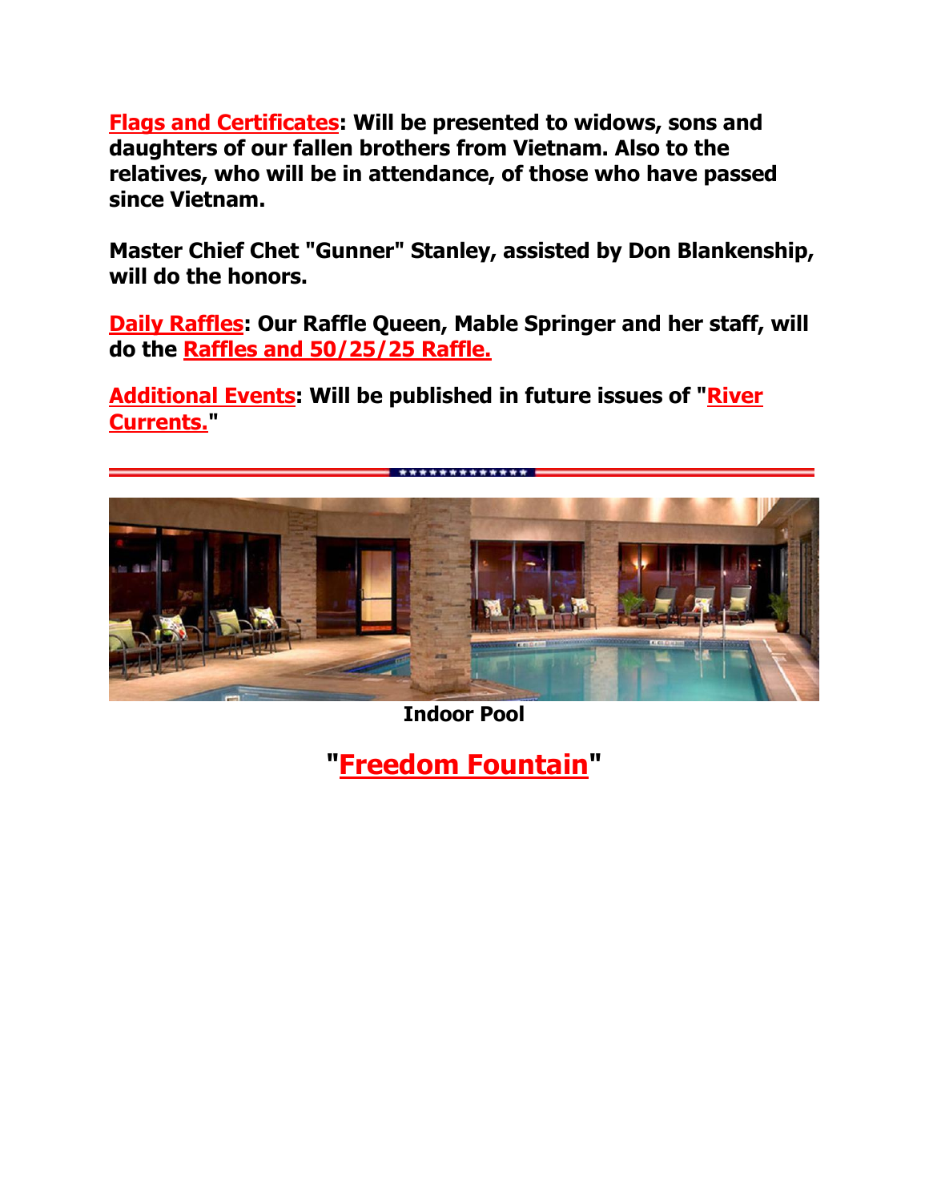**Flags and Certificates: Will be presented to widows, sons and daughters of our fallen brothers from Vietnam. Also to the relatives, who will be in attendance, of those who have passed since Vietnam.**

**Master Chief Chet "Gunner" Stanley, assisted by Don Blankenship, will do the honors.**

**Daily Raffles: Our Raffle Queen, Mable Springer and her staff, will do the Raffles and 50/25/25 Raffle.**

**Additional Events: Will be published in future issues of "River Currents."**

---

**Indoor Pool**

## "Freedom Fountain"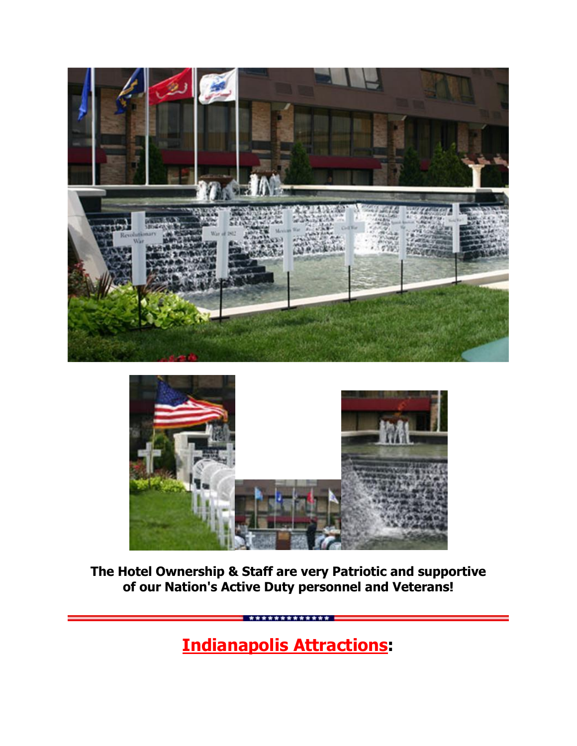**The Hotel Ownership & Staff are very Patriotic and supportive of our Nation's Active Duty personnel and Veterans!**

---

## Indianapolis Attractions: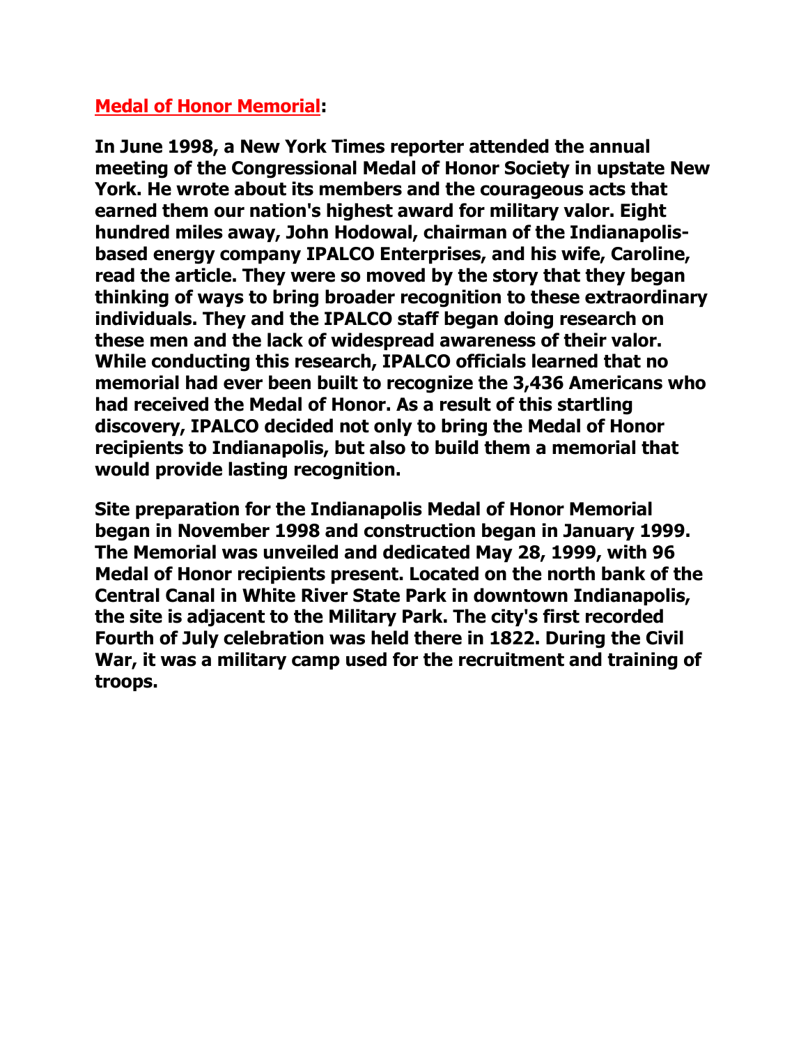**Medal of Honor Memorial:**

**In June 1998, a New York Times reporter attended the annual meeting of the Congressional Medal of Honor Society in upstate New York. He wrote about its members and the courageous acts that earned them our nation's highest award for military valor. Eight hundred miles away, John Hodowal, chairman of the Indianapolis-based energy company IPALCO Enterprises, and his wife, Caroline, read the article. They were so moved by the story that they began thinking of ways to bring broader recognition to these extraordinary individuals. They and the IPALCO staff began doing research on these men and the lack of widespread awareness of their valor. While conducting this research, IPALCO officials learned that no memorial had ever been built to recognize the 3,436 Americans who had received the Medal of Honor. As a result of this startling discovery, IPALCO decided not only to bring the Medal of Honor recipients to Indianapolis, but also to build them a memorial that would provide lasting recognition.**

**Site preparation for the Indianapolis Medal of Honor Memorial began in November 1998 and construction began in January 1999. The Memorial was unveiled and dedicated May 28, 1999, with 96 Medal of Honor recipients present. Located on the north bank of the Central Canal in White River State Park in downtown Indianapolis, the site is adjacent to the Military Park. The city's first recorded Fourth of July celebration was held there in 1822. During the Civil War, it was a military camp used for the recruitment and training of troops.**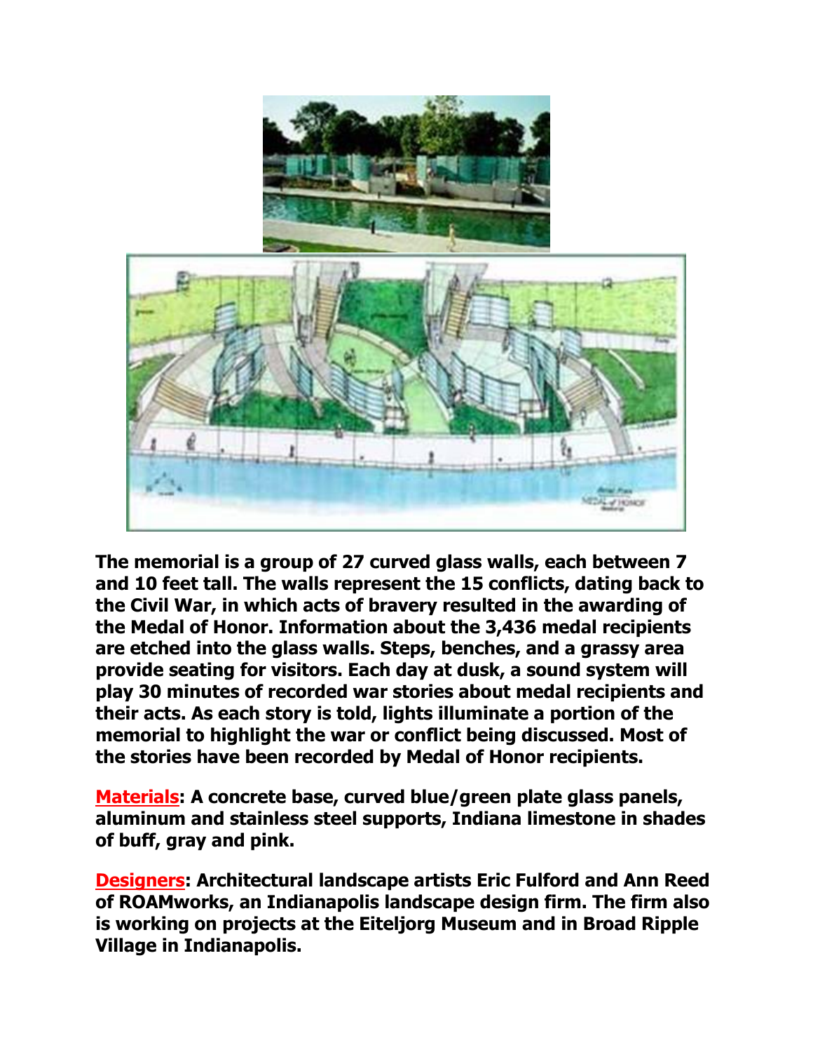**The memorial is a group of 27 curved glass walls, each between 7 and 10 feet tall. The walls represent the 15 conflicts, dating back to the Civil War, in which acts of bravery resulted in the awarding of the Medal of Honor. Information about the 3,436 medal recipients are etched into the glass walls. Steps, benches, and a grassy area provide seating for visitors. Each day at dusk, a sound system will play 30 minutes of recorded war stories about medal recipients and their acts. As each story is told, lights illuminate a portion of the memorial to highlight the war or conflict being discussed. Most of the stories have been recorded by Medal of Honor recipients.**

**Materials: A concrete base, curved blue/green plate glass panels, aluminum and stainless steel supports, Indiana limestone in shades of buff, gray and pink.**

**Designers: Architectural landscape artists Eric Fulford and Ann Reed of ROAMworks, an Indianapolis landscape design firm. The firm also is working on projects at the Eiteljorg Museum and in Broad Ripple Village in Indianapolis.**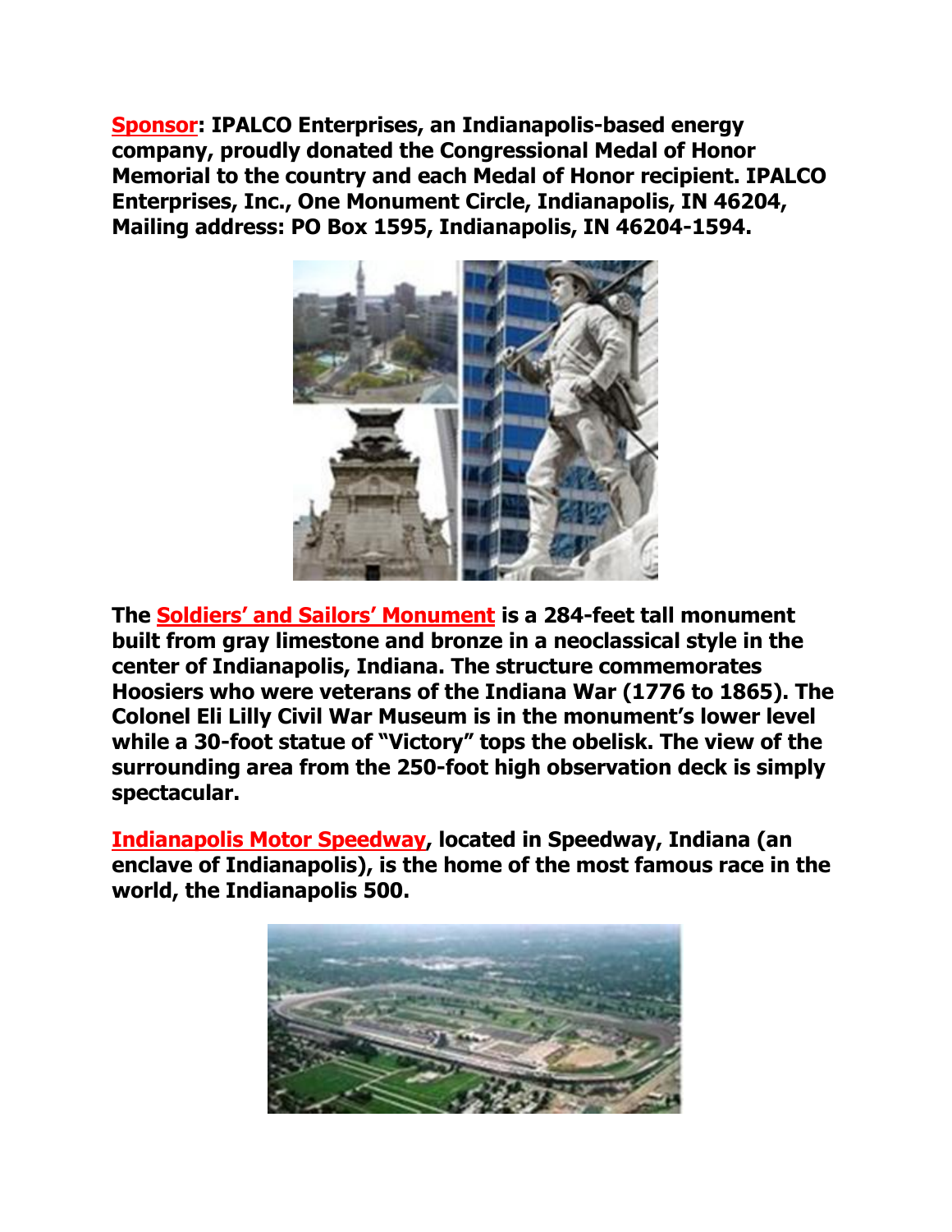**Sponsor: IPALCO Enterprises, an Indianapolis-based energy company, proudly donated the Congressional Medal of Honor Memorial to the country and each Medal of Honor recipient. IPALCO Enterprises, Inc., One Monument Circle, Indianapolis, IN 46204, Mailing address: PO Box 1595, Indianapolis, IN 46204-1594.**

**The Soldiers' and Sailors' Monument is a 284-feet tall monument built from gray limestone and bronze in a neoclassical style in the center of Indianapolis, Indiana. The structure commemorates Hoosiers who were veterans of the Indiana War (1776 to 1865). The Colonel Eli Lilly Civil War Museum is in the monument's lower level while a 30-foot statue of "Victory" tops the obelisk. The view of the surrounding area from the 250-foot high observation deck is simply spectacular.**

**Indianapolis Motor Speedway, located in Speedway, Indiana (an enclave of Indianapolis), is the home of the most famous race in the world, the Indianapolis 500.**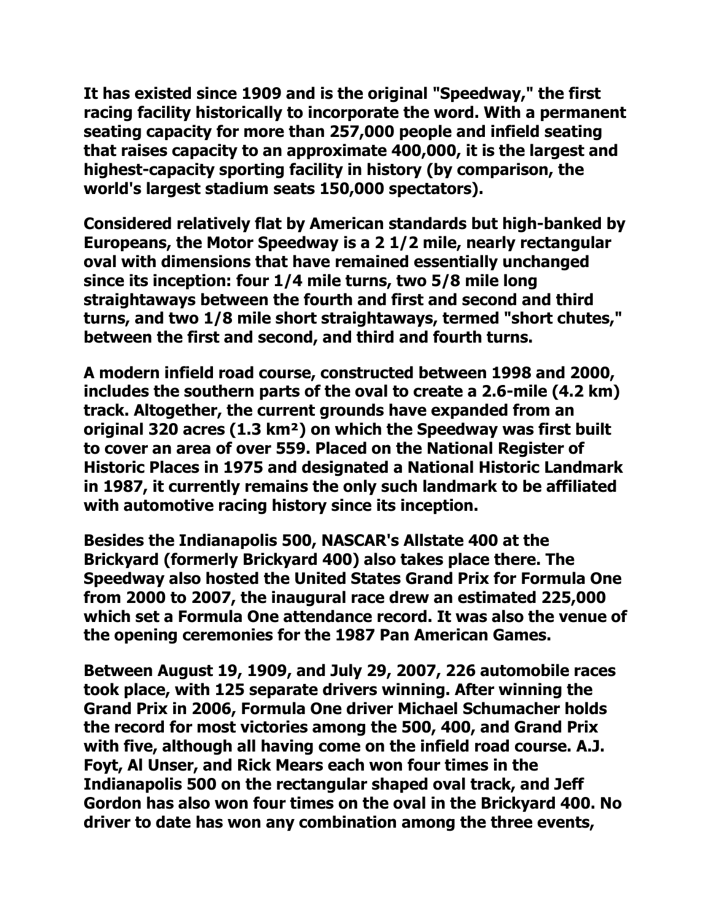**It has existed since 1909 and is the original "Speedway," the first racing facility historically to incorporate the word. With a permanent seating capacity for more than 257,000 people and infield seating that raises capacity to an approximate 400,000, it is the largest and highest-capacity sporting facility in history (by comparison, the world's largest stadium seats 150,000 spectators).**

**Considered relatively flat by American standards but high-banked by Europeans, the Motor Speedway is a 2 1/2 mile, nearly rectangular oval with dimensions that have remained essentially unchanged since its inception: four 1/4 mile turns, two 5/8 mile long straightaways between the fourth and first and second and third turns, and two 1/8 mile short straightaways, termed "short chutes," between the first and second, and third and fourth turns.**

**A modern infield road course, constructed between 1998 and 2000, includes the southern parts of the oval to create a 2.6-mile (4.2 km) track. Altogether, the current grounds have expanded from an original 320 acres (1.3 km²) on which the Speedway was first built to cover an area of over 559. Placed on the National Register of Historic Places in 1975 and designated a National Historic Landmark in 1987, it currently remains the only such landmark to be affiliated with automotive racing history since its inception.**

**Besides the Indianapolis 500, NASCAR's Allstate 400 at the Brickyard (formerly Brickyard 400) also takes place there. The Speedway also hosted the United States Grand Prix for Formula One from 2000 to 2007, the inaugural race drew an estimated 225,000 which set a Formula One attendance record. It was also the venue of the opening ceremonies for the 1987 Pan American Games.**

**Between August 19, 1909, and July 29, 2007, 226 automobile races took place, with 125 separate drivers winning. After winning the Grand Prix in 2006, Formula One driver Michael Schumacher holds the record for most victories among the 500, 400, and Grand Prix with five, although all having come on the infield road course. A.J. Foyt, Al Unser, and Rick Mears each won four times in the Indianapolis 500 on the rectangular shaped oval track, and Jeff Gordon has also won four times on the oval in the Brickyard 400. No driver to date has won any combination among the three events,**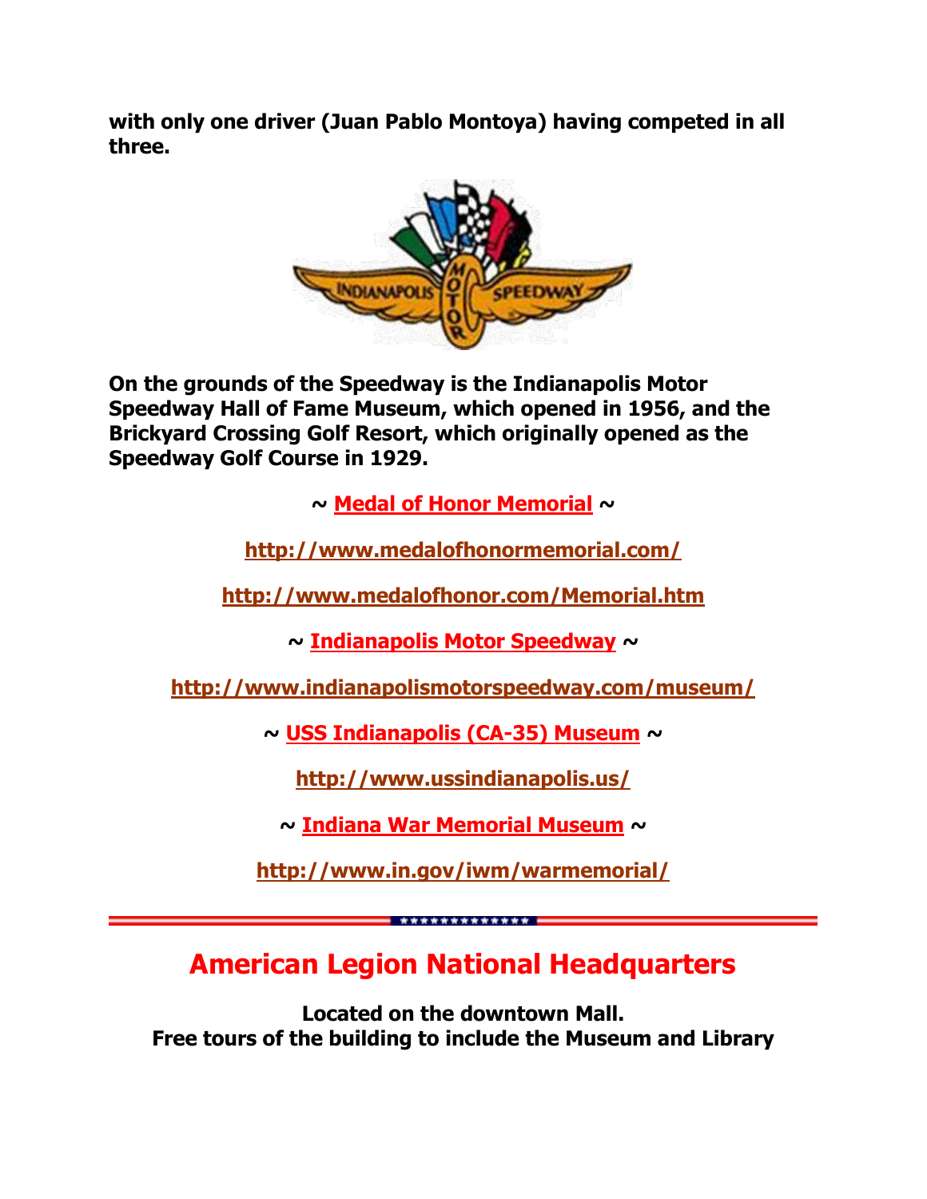**with only one driver (Juan Pablo Montoya) having competed in all three.**

**On the grounds of the Speedway is the Indianapolis Motor Speedway Hall of Fame Museum, which opened in 1956, and the Brickyard Crossing Golf Resort, which originally opened as the Speedway Golf Course in 1929.**

**~ Medal of Honor Memorial ~**

**http://www.medalofhonormemorial.com/**

**http://www.medalofhonor.com/Memorial.htm**

**~ Indianapolis Motor Speedway ~**

**http://www.indianapolismotorspeedway.com/museum/**

**~ USS Indianapolis (CA-35) Museum ~**

**http://www.ussindianapolis.us/**

**~ Indiana War Memorial Museum ~**

**http://www.in.gov/iwm/warmemorial/**

## American Legion National Headquarters

**Located on the downtown Mall.**
**Free tours of the building to include the Museum and Library**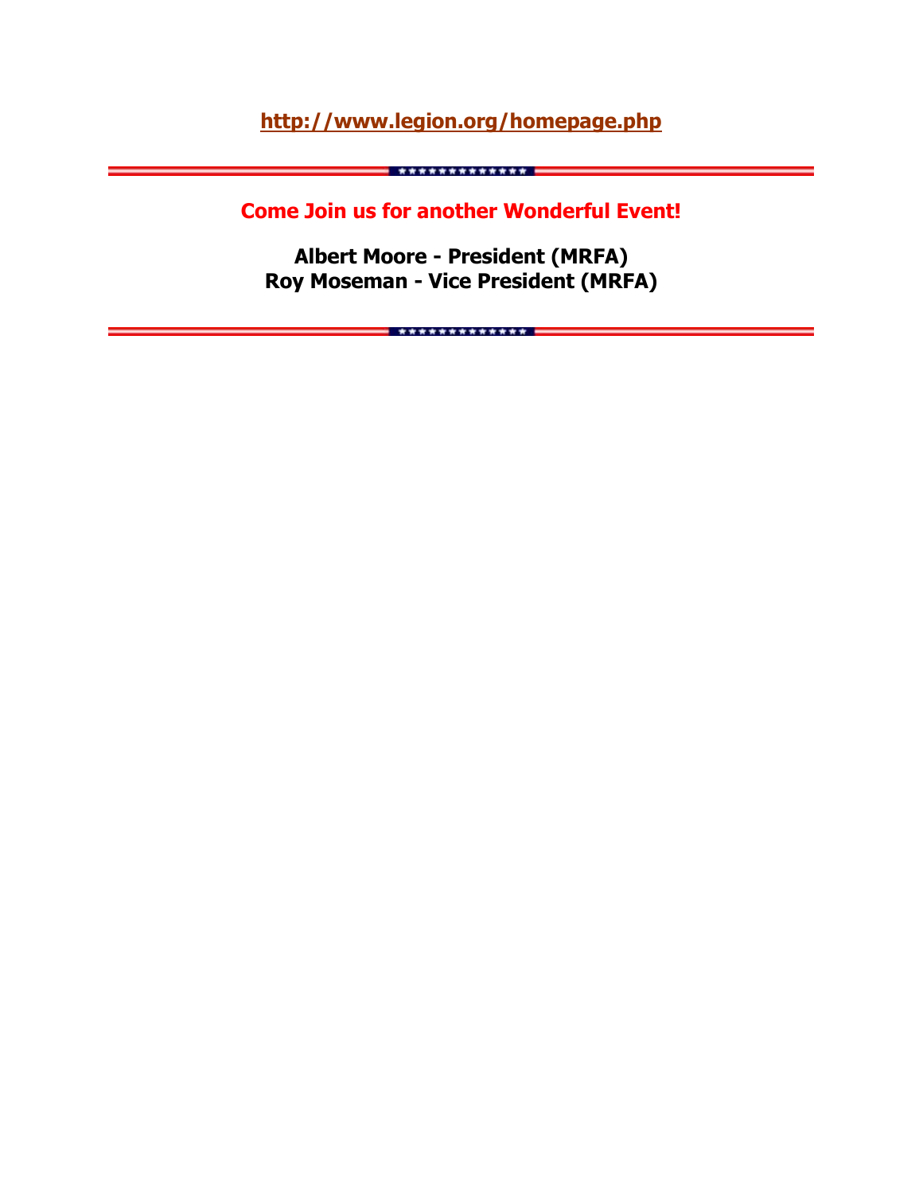[http://www.legion.org/homepage.php](http://www.legion.org/homepage.php)

---

**Come Join us for another Wonderful Event!**

**Albert Moore - President (MRFA)**
**Roy Moseman - Vice President (MRFA)**

---